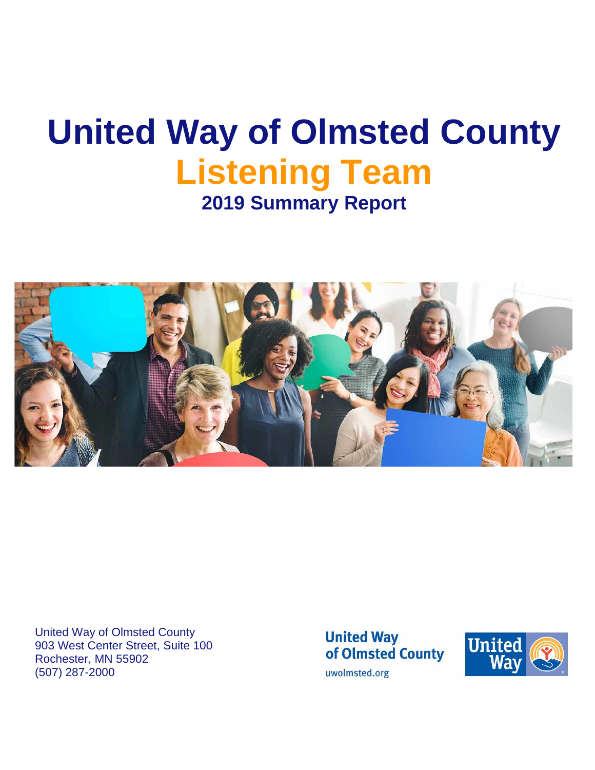# United Way of Olmsted County

# Listening Team

## 2019 Summary Report

United Way of Olmsted County
903 West Center Street, Suite 100
Rochester, MN 55902
(507) 287-2000

United Way of Olmsted County
uwolmsted.org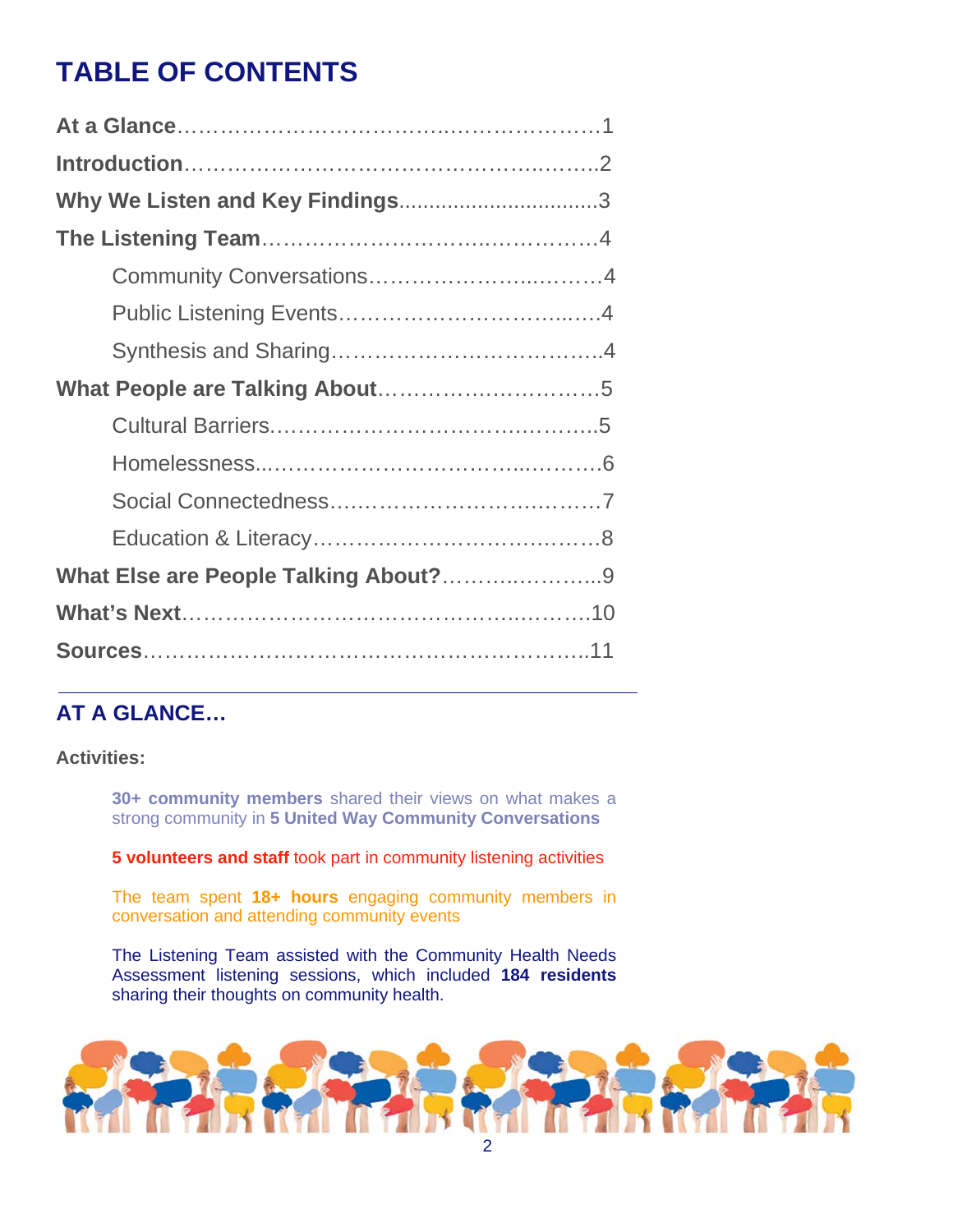# TABLE OF CONTENTS

**At a Glance**……………………………..…………………1
**Introduction**……………………………………….……..2
**Why We Listen and Key Findings**...............................3
**The Listening Team**…………………………..…………4
- Community Conversations……………………...……….4
- Public Listening Events…………………………...……4
- Synthesis and Sharing………………………………..4

**What People are Talking About**………………………..5
- Cultural Barriers…………………………………..……..5
- Homelessness..……………………………..…………6
- Social Connectedness…………………………..………7
- Education & Literacy………………………………..…8

**What Else are People Talking About?**…………..……...9
**What's Next**………………………………………..……….10
**Sources**……………………………………………………..11

---

## AT A GLANCE…

**Activities:**

**30+ community members** shared their views on what makes a strong community in **5 United Way Community Conversations**

**5 volunteers and staff** took part in community listening activities

The team spent **18+ hours** engaging community members in conversation and attending community events

The Listening Team assisted with the Community Health Needs Assessment listening sessions, which included **184 residents** sharing their thoughts on community health.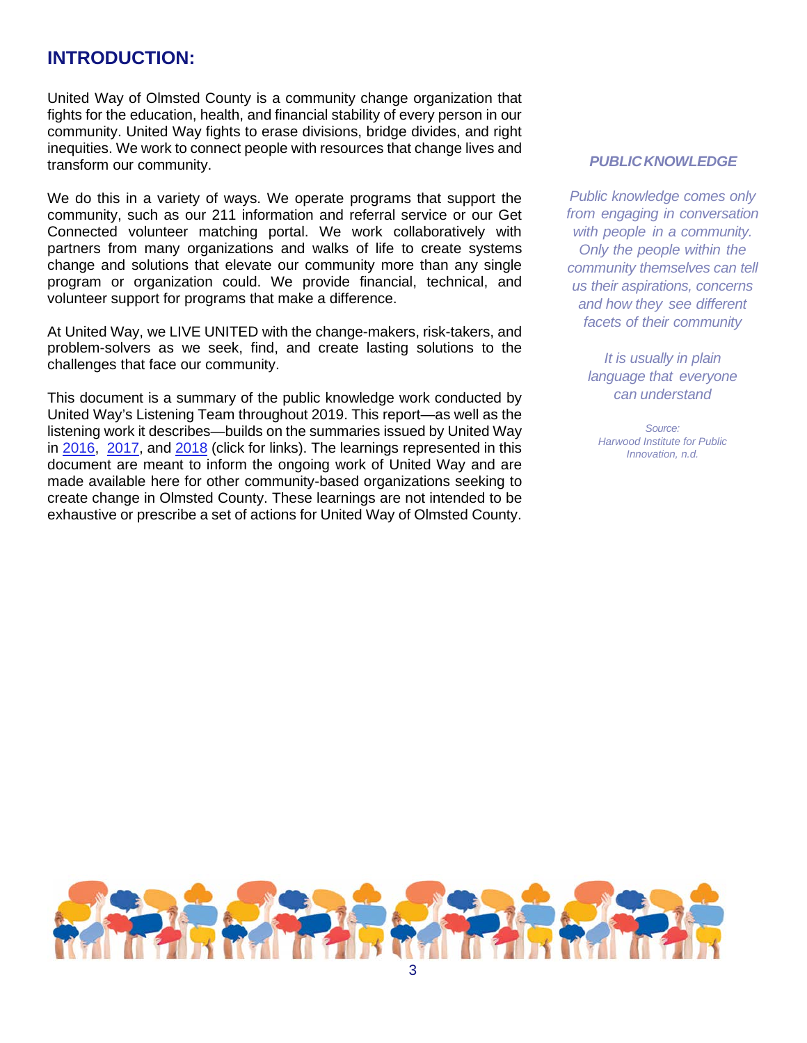## INTRODUCTION:

United Way of Olmsted County is a community change organization that fights for the education, health, and financial stability of every person in our community. United Way fights to erase divisions, bridge divides, and right inequities. We work to connect people with resources that change lives and transform our community.

We do this in a variety of ways. We operate programs that support the community, such as our 211 information and referral service or our Get Connected volunteer matching portal. We work collaboratively with partners from many organizations and walks of life to create systems change and solutions that elevate our community more than any single program or organization could. We provide financial, technical, and volunteer support for programs that make a difference.

At United Way, we LIVE UNITED with the change-makers, risk-takers, and problem-solvers as we seek, find, and create lasting solutions to the challenges that face our community.

This document is a summary of the public knowledge work conducted by United Way's Listening Team throughout 2019. This report—as well as the listening work it describes—builds on the summaries issued by United Way in 2016, 2017, and 2018 (click for links). The learnings represented in this document are meant to inform the ongoing work of United Way and are made available here for other community-based organizations seeking to create change in Olmsted County. These learnings are not intended to be exhaustive or prescribe a set of actions for United Way of Olmsted County.

***PUBLIC KNOWLEDGE***

*Public knowledge comes only from engaging in conversation with people in a community. Only the people within the community themselves can tell us their aspirations, concerns and how they see different facets of their community*

*It is usually in plain language that everyone can understand*

*Source:*
*Harwood Institute for Public Innovation, n.d.*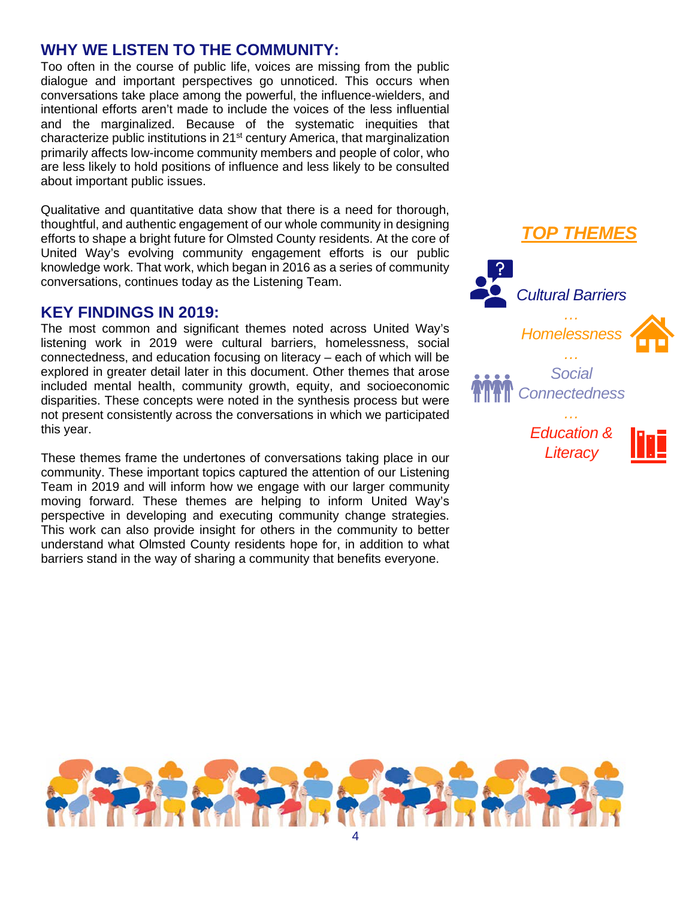## WHY WE LISTEN TO THE COMMUNITY:

Too often in the course of public life, voices are missing from the public dialogue and important perspectives go unnoticed. This occurs when conversations take place among the powerful, the influence-wielders, and intentional efforts aren't made to include the voices of the less influential and the marginalized. Because of the systematic inequities that characterize public institutions in 21st century America, that marginalization primarily affects low-income community members and people of color, who are less likely to hold positions of influence and less likely to be consulted about important public issues.

Qualitative and quantitative data show that there is a need for thorough, thoughtful, and authentic engagement of our whole community in designing efforts to shape a bright future for Olmsted County residents. At the core of United Way's evolving community engagement efforts is our public knowledge work. That work, which began in 2016 as a series of community conversations, continues today as the Listening Team.

## KEY FINDINGS IN 2019:

The most common and significant themes noted across United Way's listening work in 2019 were cultural barriers, homelessness, social connectedness, and education focusing on literacy – each of which will be explored in greater detail later in this document. Other themes that arose included mental health, community growth, equity, and socioeconomic disparities. These concepts were noted in the synthesis process but were not present consistently across the conversations in which we participated this year.

These themes frame the undertones of conversations taking place in our community. These important topics captured the attention of our Listening Team in 2019 and will inform how we engage with our larger community moving forward. These themes are helping to inform United Way's perspective in developing and executing community change strategies. This work can also provide insight for others in the community to better understand what Olmsted County residents hope for, in addition to what barriers stand in the way of sharing a community that benefits everyone.

***TOP THEMES***

*Cultural Barriers*

…

*Homelessness*

…

*Social Connectedness*

…

*Education & Literacy*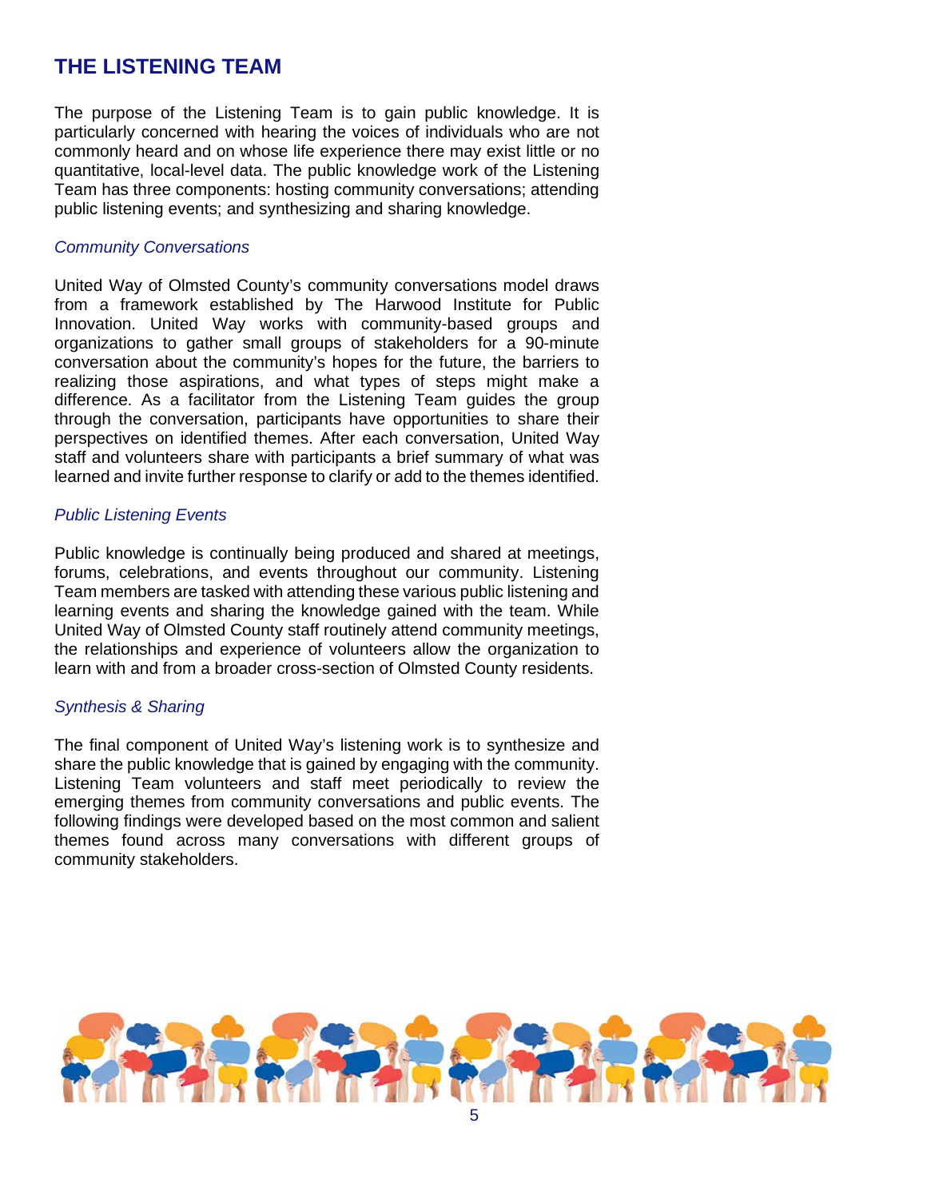# THE LISTENING TEAM

The purpose of the Listening Team is to gain public knowledge. It is particularly concerned with hearing the voices of individuals who are not commonly heard and on whose life experience there may exist little or no quantitative, local-level data. The public knowledge work of the Listening Team has three components: hosting community conversations; attending public listening events; and synthesizing and sharing knowledge.

### *Community Conversations*

United Way of Olmsted County's community conversations model draws from a framework established by The Harwood Institute for Public Innovation. United Way works with community-based groups and organizations to gather small groups of stakeholders for a 90-minute conversation about the community's hopes for the future, the barriers to realizing those aspirations, and what types of steps might make a difference. As a facilitator from the Listening Team guides the group through the conversation, participants have opportunities to share their perspectives on identified themes. After each conversation, United Way staff and volunteers share with participants a brief summary of what was learned and invite further response to clarify or add to the themes identified.

### *Public Listening Events*

Public knowledge is continually being produced and shared at meetings, forums, celebrations, and events throughout our community. Listening Team members are tasked with attending these various public listening and learning events and sharing the knowledge gained with the team. While United Way of Olmsted County staff routinely attend community meetings, the relationships and experience of volunteers allow the organization to learn with and from a broader cross-section of Olmsted County residents.

### *Synthesis & Sharing*

The final component of United Way's listening work is to synthesize and share the public knowledge that is gained by engaging with the community. Listening Team volunteers and staff meet periodically to review the emerging themes from community conversations and public events. The following findings were developed based on the most common and salient themes found across many conversations with different groups of community stakeholders.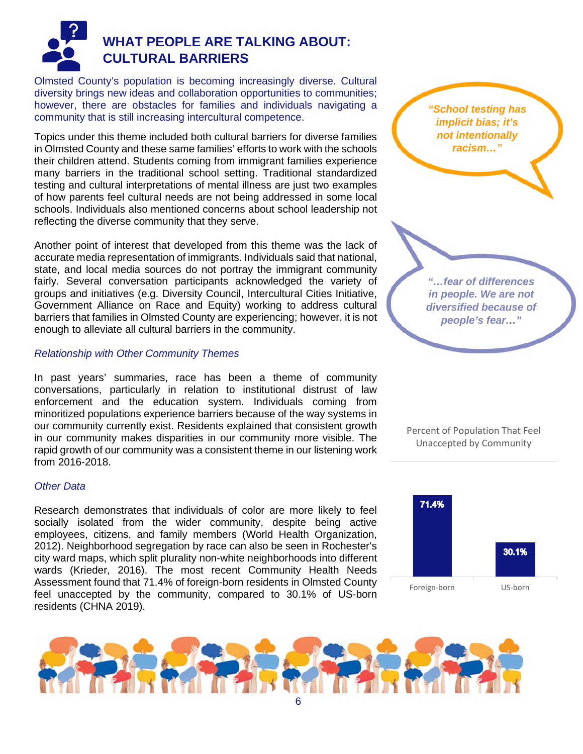# WHAT PEOPLE ARE TALKING ABOUT: CULTURAL BARRIERS

Olmsted County's population is becoming increasingly diverse. Cultural diversity brings new ideas and collaboration opportunities to communities; however, there are obstacles for families and individuals navigating a community that is still increasing intercultural competence.

Topics under this theme included both cultural barriers for diverse families in Olmsted County and these same families' efforts to work with the schools their children attend. Students coming from immigrant families experience many barriers in the traditional school setting. Traditional standardized testing and cultural interpretations of mental illness are just two examples of how parents feel cultural needs are not being addressed in some local schools. Individuals also mentioned concerns about school leadership not reflecting the diverse community that they serve.

> ***"School testing has implicit bias; it's not intentionally racism…"***

Another point of interest that developed from this theme was the lack of accurate media representation of immigrants. Individuals said that national, state, and local media sources do not portray the immigrant community fairly. Several conversation participants acknowledged the variety of groups and initiatives (e.g. Diversity Council, Intercultural Cities Initiative, Government Alliance on Race and Equity) working to address cultural barriers that families in Olmsted County are experiencing; however, it is not enough to alleviate all cultural barriers in the community.

> ***"…fear of differences in people. We are not diversified because of people's fear…"***

### *Relationship with Other Community Themes*

In past years' summaries, race has been a theme of community conversations, particularly in relation to institutional distrust of law enforcement and the education system. Individuals coming from minoritized populations experience barriers because of the way systems in our community currently exist. Residents explained that consistent growth in our community makes disparities in our community more visible. The rapid growth of our community was a consistent theme in our listening work from 2016-2018.

### *Other Data*

Research demonstrates that individuals of color are more likely to feel socially isolated from the wider community, despite being active employees, citizens, and family members (World Health Organization, 2012). Neighborhood segregation by race can also be seen in Rochester's city ward maps, which split plurality non-white neighborhoods into different wards (Krieder, 2016). The most recent Community Health Needs Assessment found that 71.4% of foreign-born residents in Olmsted County feel unaccepted by the community, compared to 30.1% of US-born residents (CHNA 2019).

**Percent of Population That Feel Unaccepted by Community**

| Foreign-born | US-born |
| --- | --- |
| 71.4% | 30.1% |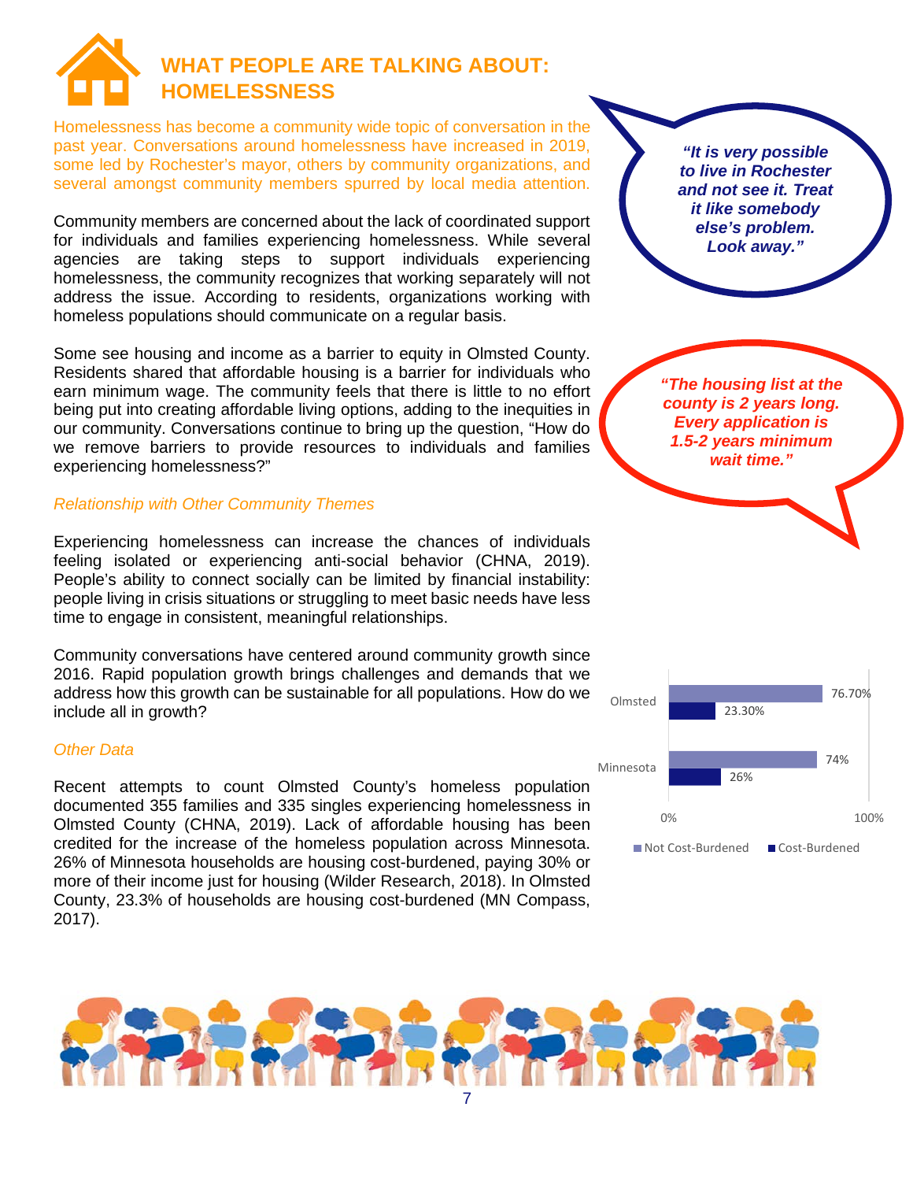# WHAT PEOPLE ARE TALKING ABOUT: HOMELESSNESS

Homelessness has become a community wide topic of conversation in the past year. Conversations around homelessness have increased in 2019, some led by Rochester's mayor, others by community organizations, and several amongst community members spurred by local media attention.

Community members are concerned about the lack of coordinated support for individuals and families experiencing homelessness. While several agencies are taking steps to support individuals experiencing homelessness, the community recognizes that working separately will not address the issue. According to residents, organizations working with homeless populations should communicate on a regular basis.

> ***"It is very possible to live in Rochester and not see it. Treat it like somebody else's problem. Look away."***

Some see housing and income as a barrier to equity in Olmsted County. Residents shared that affordable housing is a barrier for individuals who earn minimum wage. The community feels that there is little to no effort being put into creating affordable living options, adding to the inequities in our community. Conversations continue to bring up the question, "How do we remove barriers to provide resources to individuals and families experiencing homelessness?"

> ***"The housing list at the county is 2 years long. Every application is 1.5-2 years minimum wait time."***

*Relationship with Other Community Themes*

Experiencing homelessness can increase the chances of individuals feeling isolated or experiencing anti-social behavior (CHNA, 2019). People's ability to connect socially can be limited by financial instability: people living in crisis situations or struggling to meet basic needs have less time to engage in consistent, meaningful relationships.

Community conversations have centered around community growth since 2016. Rapid population growth brings challenges and demands that we address how this growth can be sustainable for all populations. How do we include all in growth?

*Other Data*

Recent attempts to count Olmsted County's homeless population documented 355 families and 335 singles experiencing homelessness in Olmsted County (CHNA, 2019). Lack of affordable housing has been credited for the increase of the homeless population across Minnesota. 26% of Minnesota households are housing cost-burdened, paying 30% or more of their income just for housing (Wilder Research, 2018). In Olmsted County, 23.3% of households are housing cost-burdened (MN Compass, 2017).

| | Not Cost-Burdened | Cost-Burdened |
|---|---|---|
| Olmsted | 76.70% | 23.30% |
| Minnesota | 74% | 26% |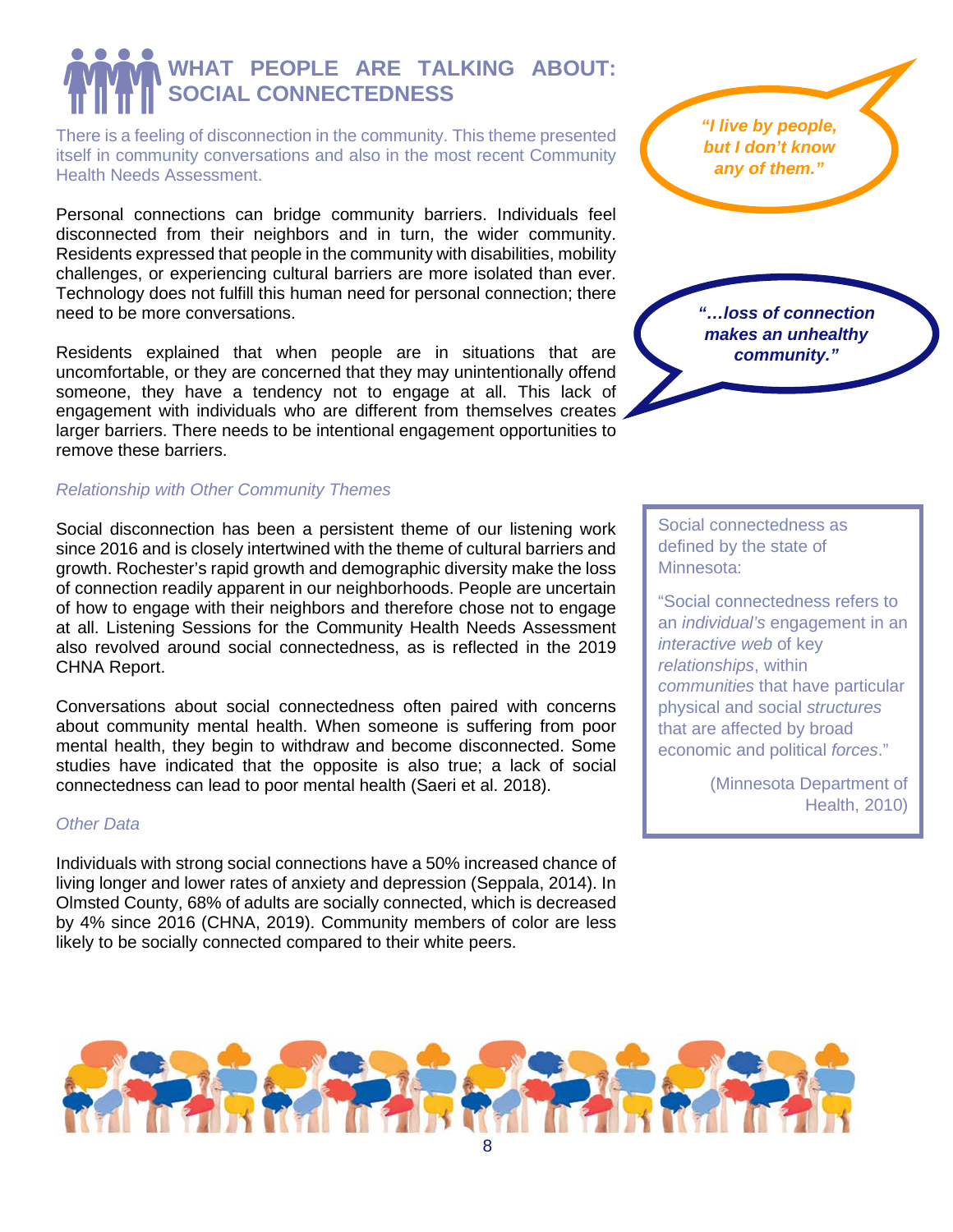# WHAT PEOPLE ARE TALKING ABOUT: SOCIAL CONNECTEDNESS

There is a feeling of disconnection in the community. This theme presented itself in community conversations and also in the most recent Community Health Needs Assessment.

> ***"I live by people, but I don't know any of them."***

Personal connections can bridge community barriers. Individuals feel disconnected from their neighbors and in turn, the wider community. Residents expressed that people in the community with disabilities, mobility challenges, or experiencing cultural barriers are more isolated than ever. Technology does not fulfill this human need for personal connection; there need to be more conversations.

> ***"…loss of connection makes an unhealthy community."***

Residents explained that when people are in situations that are uncomfortable, or they are concerned that they may unintentionally offend someone, they have a tendency not to engage at all. This lack of engagement with individuals who are different from themselves creates larger barriers. There needs to be intentional engagement opportunities to remove these barriers.

*Relationship with Other Community Themes*

Social disconnection has been a persistent theme of our listening work since 2016 and is closely intertwined with the theme of cultural barriers and growth. Rochester's rapid growth and demographic diversity make the loss of connection readily apparent in our neighborhoods. People are uncertain of how to engage with their neighbors and therefore chose not to engage at all. Listening Sessions for the Community Health Needs Assessment also revolved around social connectedness, as is reflected in the 2019 CHNA Report.

Conversations about social connectedness often paired with concerns about community mental health. When someone is suffering from poor mental health, they begin to withdraw and become disconnected. Some studies have indicated that the opposite is also true; a lack of social connectedness can lead to poor mental health (Saeri et al. 2018).

*Other Data*

Individuals with strong social connections have a 50% increased chance of living longer and lower rates of anxiety and depression (Seppala, 2014). In Olmsted County, 68% of adults are socially connected, which is decreased by 4% since 2016 (CHNA, 2019). Community members of color are less likely to be socially connected compared to their white peers.

---

Social connectedness as defined by the state of Minnesota:

"Social connectedness refers to an *individual's* engagement in an *interactive web* of key *relationships*, within *communities* that have particular physical and social *structures* that are affected by broad economic and political *forces*."

(Minnesota Department of Health, 2010)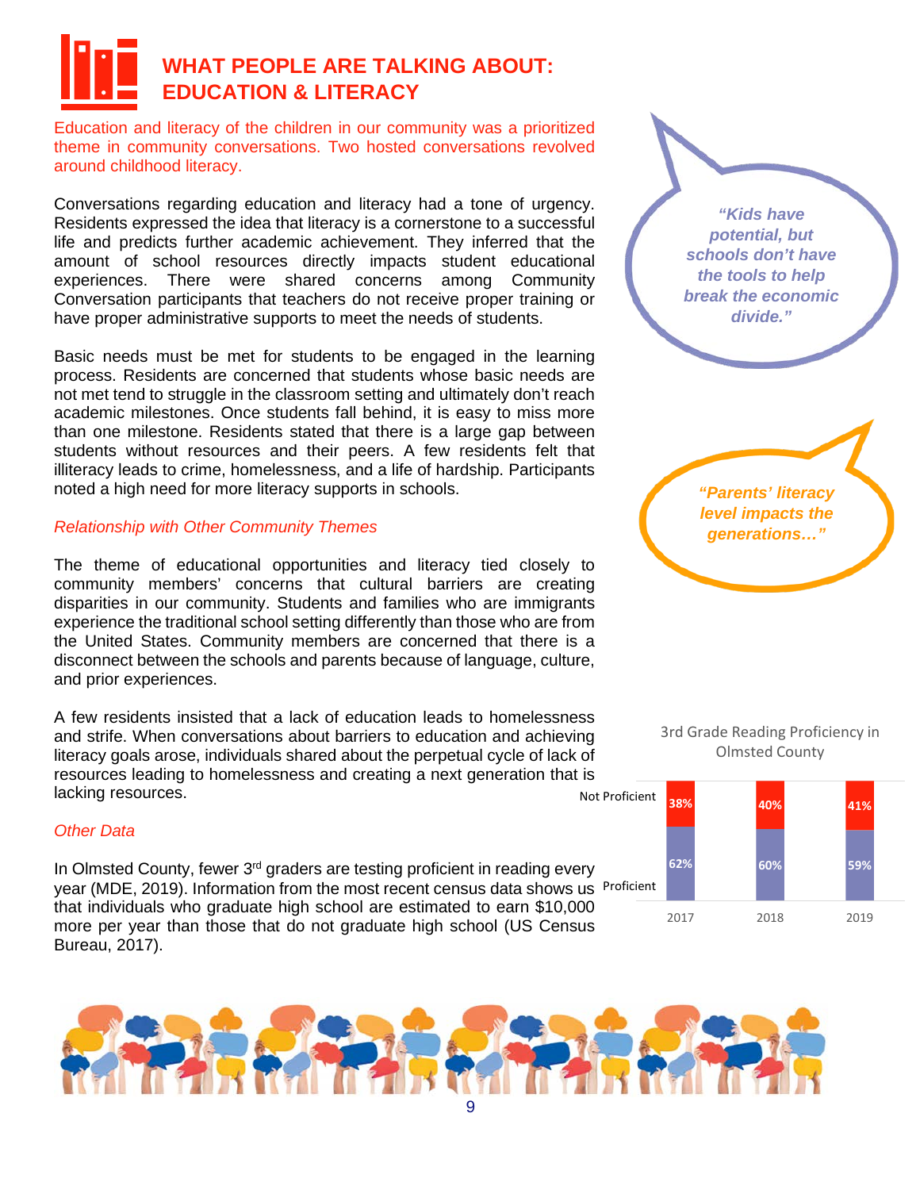# WHAT PEOPLE ARE TALKING ABOUT: EDUCATION & LITERACY

Education and literacy of the children in our community was a prioritized theme in community conversations. Two hosted conversations revolved around childhood literacy.

Conversations regarding education and literacy had a tone of urgency. Residents expressed the idea that literacy is a cornerstone to a successful life and predicts further academic achievement. They inferred that the amount of school resources directly impacts student educational experiences. There were shared concerns among Community Conversation participants that teachers do not receive proper training or have proper administrative supports to meet the needs of students.

Basic needs must be met for students to be engaged in the learning process. Residents are concerned that students whose basic needs are not met tend to struggle in the classroom setting and ultimately don't reach academic milestones. Once students fall behind, it is easy to miss more than one milestone. Residents stated that there is a large gap between students without resources and their peers. A few residents felt that illiteracy leads to crime, homelessness, and a life of hardship. Participants noted a high need for more literacy supports in schools.

*"Kids have potential, but schools don't have the tools to help break the economic divide."*

*"Parents' literacy level impacts the generations…"*

## *Relationship with Other Community Themes*

The theme of educational opportunities and literacy tied closely to community members' concerns that cultural barriers are creating disparities in our community. Students and families who are immigrants experience the traditional school setting differently than those who are from the United States. Community members are concerned that there is a disconnect between the schools and parents because of language, culture, and prior experiences.

A few residents insisted that a lack of education leads to homelessness and strife. When conversations about barriers to education and achieving literacy goals arose, individuals shared about the perpetual cycle of lack of resources leading to homelessness and creating a next generation that is lacking resources.

## *Other Data*

In Olmsted County, fewer 3rd graders are testing proficient in reading every year (MDE, 2019). Information from the most recent census data shows us that individuals who graduate high school are estimated to earn $10,000 more per year than those that do not graduate high school (US Census Bureau, 2017).

3rd Grade Reading Proficiency in Olmsted County

| | 2017 | 2018 | 2019 |
|---|---|---|---|
| Not Proficient | 38% | 40% | 41% |
| Proficient | 62% | 60% | 59% |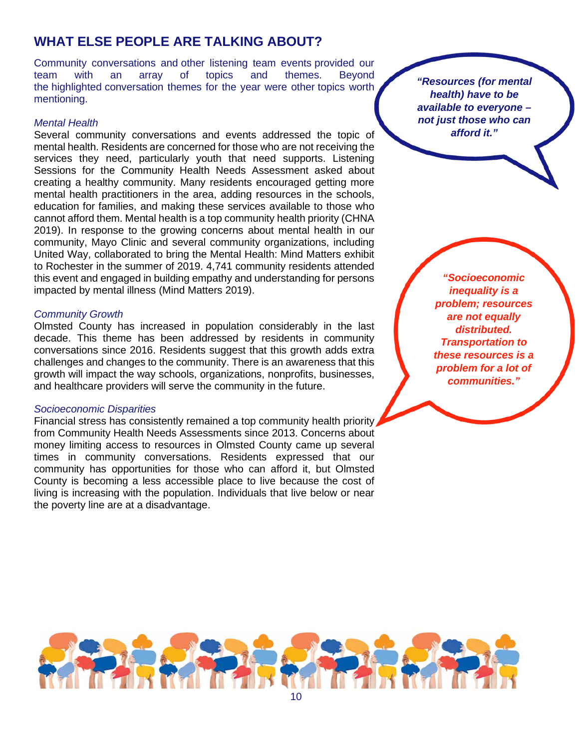## WHAT ELSE PEOPLE ARE TALKING ABOUT?

Community conversations and other listening team events provided our team with an array of topics and themes. Beyond the highlighted conversation themes for the year were other topics worth mentioning.

*Mental Health*

Several community conversations and events addressed the topic of mental health. Residents are concerned for those who are not receiving the services they need, particularly youth that need supports. Listening Sessions for the Community Health Needs Assessment asked about creating a healthy community. Many residents encouraged getting more mental health practitioners in the area, adding resources in the schools, education for families, and making these services available to those who cannot afford them. Mental health is a top community health priority (CHNA 2019). In response to the growing concerns about mental health in our community, Mayo Clinic and several community organizations, including United Way, collaborated to bring the Mental Health: Mind Matters exhibit to Rochester in the summer of 2019. 4,741 community residents attended this event and engaged in building empathy and understanding for persons impacted by mental illness (Mind Matters 2019).

***"Resources (for mental health) have to be available to everyone – not just those who can afford it."***

*Community Growth*

Olmsted County has increased in population considerably in the last decade. This theme has been addressed by residents in community conversations since 2016. Residents suggest that this growth adds extra challenges and changes to the community. There is an awareness that this growth will impact the way schools, organizations, nonprofits, businesses, and healthcare providers will serve the community in the future.

***"Socioeconomic inequality is a problem; resources are not equally distributed. Transportation to these resources is a problem for a lot of communities."***

*Socioeconomic Disparities*

Financial stress has consistently remained a top community health priority from Community Health Needs Assessments since 2013. Concerns about money limiting access to resources in Olmsted County came up several times in community conversations. Residents expressed that our community has opportunities for those who can afford it, but Olmsted County is becoming a less accessible place to live because the cost of living is increasing with the population. Individuals that live below or near the poverty line are at a disadvantage.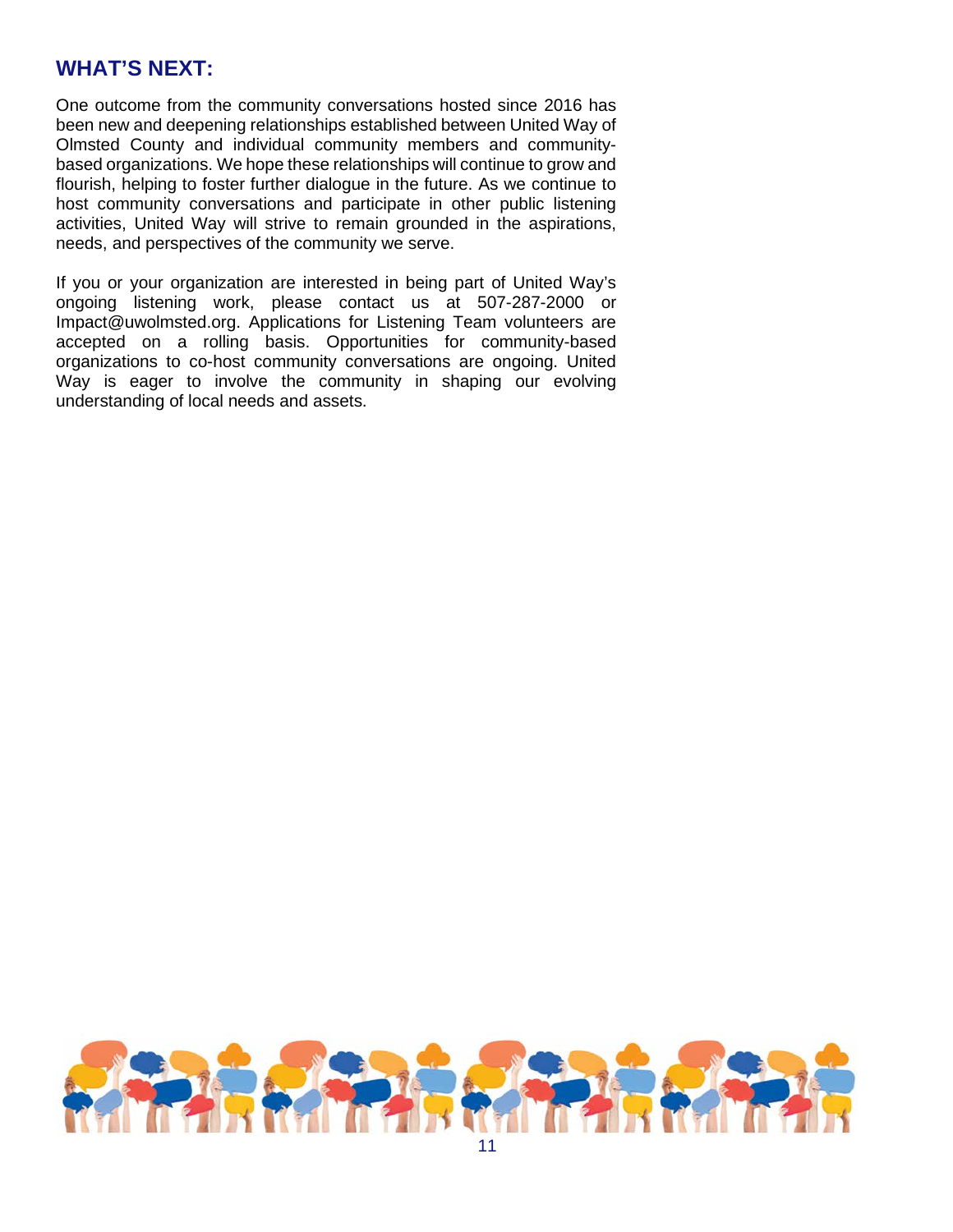## WHAT'S NEXT:

One outcome from the community conversations hosted since 2016 has been new and deepening relationships established between United Way of Olmsted County and individual community members and community-based organizations. We hope these relationships will continue to grow and flourish, helping to foster further dialogue in the future. As we continue to host community conversations and participate in other public listening activities, United Way will strive to remain grounded in the aspirations, needs, and perspectives of the community we serve.

If you or your organization are interested in being part of United Way's ongoing listening work, please contact us at 507-287-2000 or Impact@uwolmsted.org. Applications for Listening Team volunteers are accepted on a rolling basis. Opportunities for community-based organizations to co-host community conversations are ongoing. United Way is eager to involve the community in shaping our evolving understanding of local needs and assets.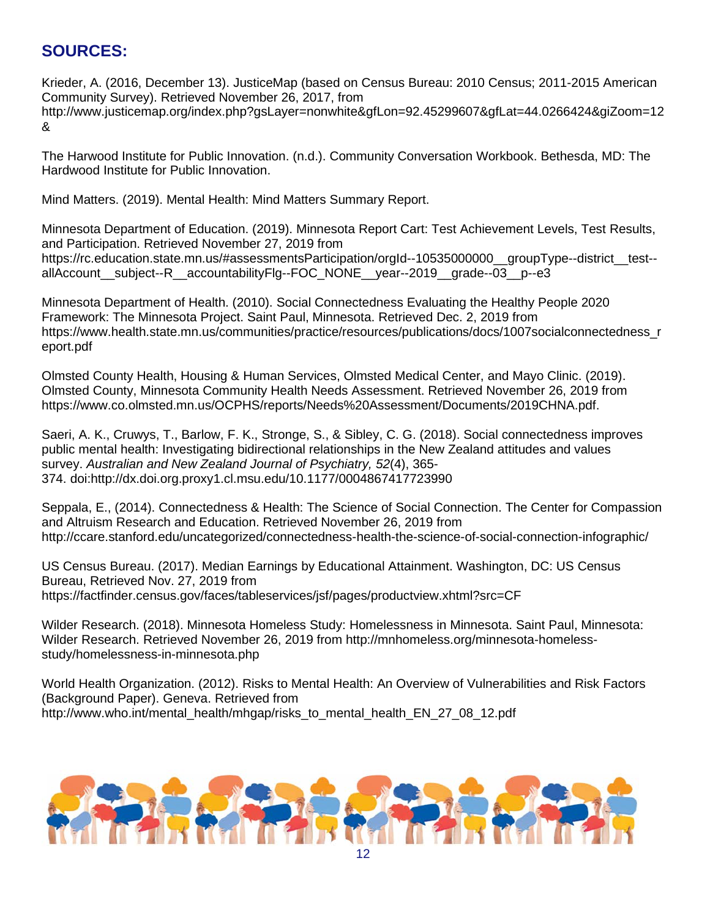## SOURCES:

Krieder, A. (2016, December 13). JusticeMap (based on Census Bureau: 2010 Census; 2011-2015 American Community Survey). Retrieved November 26, 2017, from http://www.justicemap.org/index.php?gsLayer=nonwhite&gfLon=92.45299607&gfLat=44.0266424&giZoom=12&

The Harwood Institute for Public Innovation. (n.d.). Community Conversation Workbook. Bethesda, MD: The Hardwood Institute for Public Innovation.

Mind Matters. (2019). Mental Health: Mind Matters Summary Report.

Minnesota Department of Education. (2019). Minnesota Report Cart: Test Achievement Levels, Test Results, and Participation. Retrieved November 27, 2019 from https://rc.education.state.mn.us/#assessmentsParticipation/orgId--10535000000__groupType--district__test--allAccount__subject--R__accountabilityFlg--FOC_NONE__year--2019__grade--03__p--e3

Minnesota Department of Health. (2010). Social Connectedness Evaluating the Healthy People 2020 Framework: The Minnesota Project. Saint Paul, Minnesota. Retrieved Dec. 2, 2019 from https://www.health.state.mn.us/communities/practice/resources/publications/docs/1007socialconnectedness_report.pdf

Olmsted County Health, Housing & Human Services, Olmsted Medical Center, and Mayo Clinic. (2019). Olmsted County, Minnesota Community Health Needs Assessment. Retrieved November 26, 2019 from https://www.co.olmsted.mn.us/OCPHS/reports/Needs%20Assessment/Documents/2019CHNA.pdf.

Saeri, A. K., Cruwys, T., Barlow, F. K., Stronge, S., & Sibley, C. G. (2018). Social connectedness improves public mental health: Investigating bidirectional relationships in the New Zealand attitudes and values survey. *Australian and New Zealand Journal of Psychiatry, 52*(4), 365-374. doi:http://dx.doi.org.proxy1.cl.msu.edu/10.1177/0004867417723990

Seppala, E., (2014). Connectedness & Health: The Science of Social Connection. The Center for Compassion and Altruism Research and Education. Retrieved November 26, 2019 from http://ccare.stanford.edu/uncategorized/connectedness-health-the-science-of-social-connection-infographic/

US Census Bureau. (2017). Median Earnings by Educational Attainment. Washington, DC: US Census Bureau, Retrieved Nov. 27, 2019 from https://factfinder.census.gov/faces/tableservices/jsf/pages/productview.xhtml?src=CF

Wilder Research. (2018). Minnesota Homeless Study: Homelessness in Minnesota. Saint Paul, Minnesota: Wilder Research. Retrieved November 26, 2019 from http://mnhomeless.org/minnesota-homeless-study/homelessness-in-minnesota.php

World Health Organization. (2012). Risks to Mental Health: An Overview of Vulnerabilities and Risk Factors (Background Paper). Geneva. Retrieved from http://www.who.int/mental_health/mhgap/risks_to_mental_health_EN_27_08_12.pdf